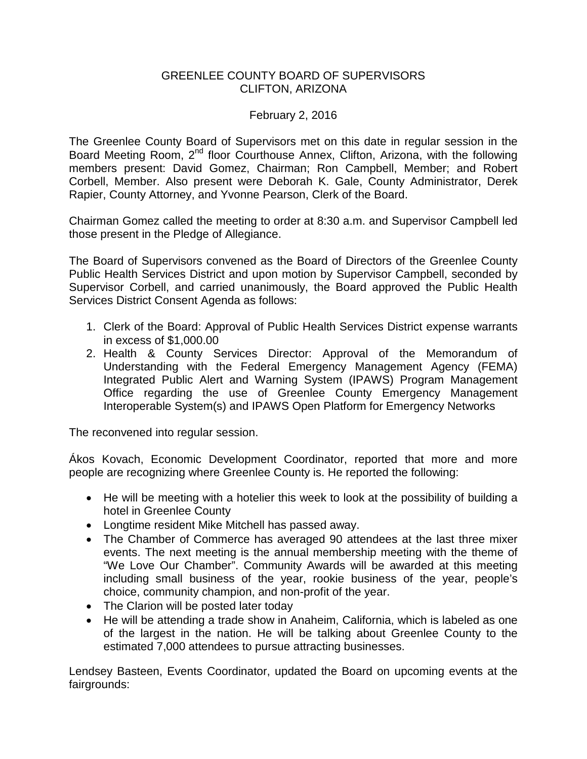GREENLEE COUNTY BOARD OF SUPERVISORS
CLIFTON, ARIZONA

February 2, 2016

The Greenlee County Board of Supervisors met on this date in regular session in the Board Meeting Room, 2nd floor Courthouse Annex, Clifton, Arizona, with the following members present: David Gomez, Chairman; Ron Campbell, Member; and Robert Corbell, Member. Also present were Deborah K. Gale, County Administrator, Derek Rapier, County Attorney, and Yvonne Pearson, Clerk of the Board.

Chairman Gomez called the meeting to order at 8:30 a.m. and Supervisor Campbell led those present in the Pledge of Allegiance.

The Board of Supervisors convened as the Board of Directors of the Greenlee County Public Health Services District and upon motion by Supervisor Campbell, seconded by Supervisor Corbell, and carried unanimously, the Board approved the Public Health Services District Consent Agenda as follows:

1. Clerk of the Board: Approval of Public Health Services District expense warrants in excess of $1,000.00
2. Health & County Services Director: Approval of the Memorandum of Understanding with the Federal Emergency Management Agency (FEMA) Integrated Public Alert and Warning System (IPAWS) Program Management Office regarding the use of Greenlee County Emergency Management Interoperable System(s) and IPAWS Open Platform for Emergency Networks

The reconvened into regular session.

Ákos Kovach, Economic Development Coordinator, reported that more and more people are recognizing where Greenlee County is. He reported the following:

- He will be meeting with a hotelier this week to look at the possibility of building a hotel in Greenlee County
- Longtime resident Mike Mitchell has passed away.
- The Chamber of Commerce has averaged 90 attendees at the last three mixer events. The next meeting is the annual membership meeting with the theme of "We Love Our Chamber". Community Awards will be awarded at this meeting including small business of the year, rookie business of the year, people's choice, community champion, and non-profit of the year.
- The Clarion will be posted later today
- He will be attending a trade show in Anaheim, California, which is labeled as one of the largest in the nation. He will be talking about Greenlee County to the estimated 7,000 attendees to pursue attracting businesses.

Lendsey Basteen, Events Coordinator, updated the Board on upcoming events at the fairgrounds: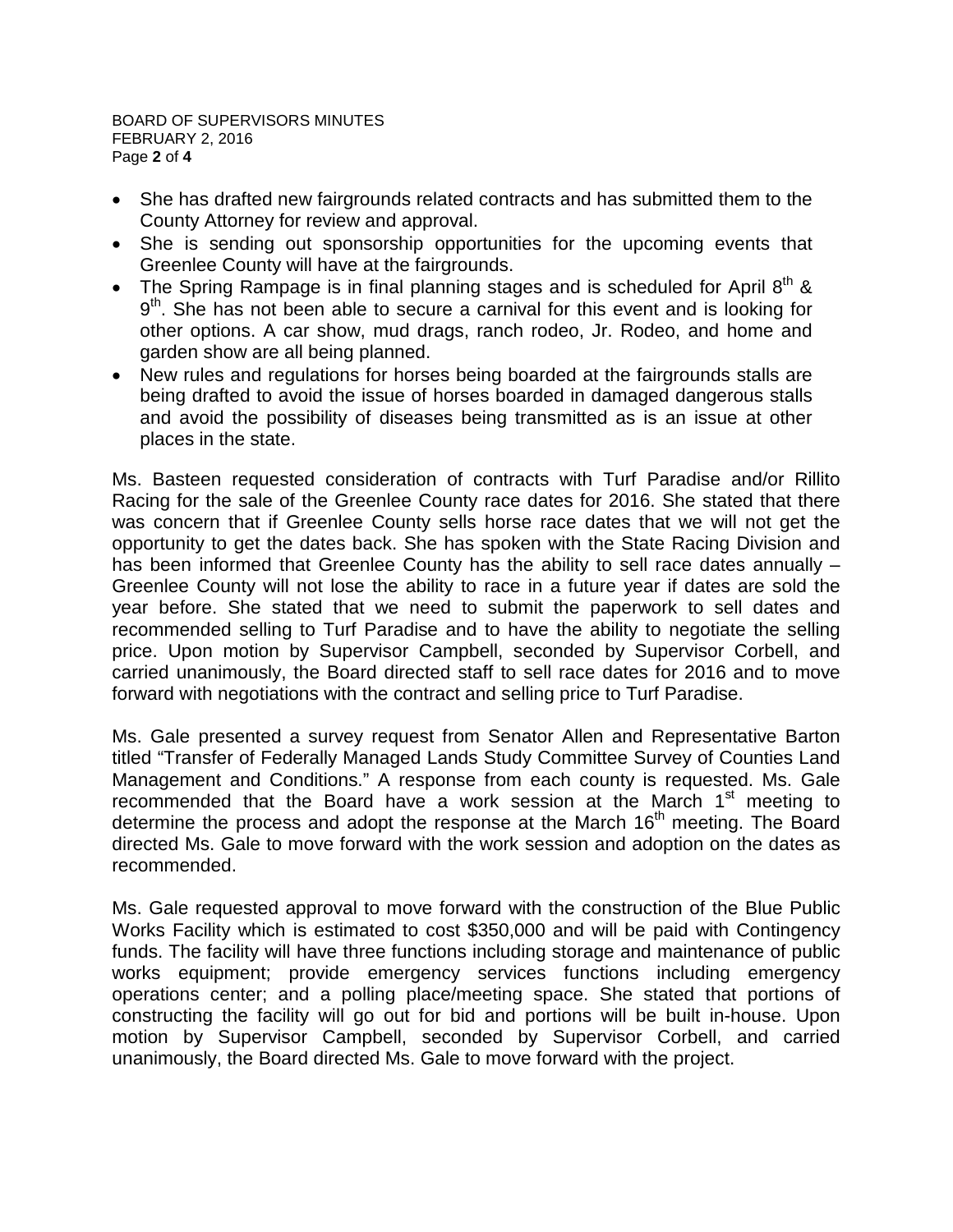- She has drafted new fairgrounds related contracts and has submitted them to the County Attorney for review and approval.
- She is sending out sponsorship opportunities for the upcoming events that Greenlee County will have at the fairgrounds.
- The Spring Rampage is in final planning stages and is scheduled for April 8th & 9th. She has not been able to secure a carnival for this event and is looking for other options. A car show, mud drags, ranch rodeo, Jr. Rodeo, and home and garden show are all being planned.
- New rules and regulations for horses being boarded at the fairgrounds stalls are being drafted to avoid the issue of horses boarded in damaged dangerous stalls and avoid the possibility of diseases being transmitted as is an issue at other places in the state.

Ms. Basteen requested consideration of contracts with Turf Paradise and/or Rillito Racing for the sale of the Greenlee County race dates for 2016. She stated that there was concern that if Greenlee County sells horse race dates that we will not get the opportunity to get the dates back. She has spoken with the State Racing Division and has been informed that Greenlee County has the ability to sell race dates annually – Greenlee County will not lose the ability to race in a future year if dates are sold the year before. She stated that we need to submit the paperwork to sell dates and recommended selling to Turf Paradise and to have the ability to negotiate the selling price. Upon motion by Supervisor Campbell, seconded by Supervisor Corbell, and carried unanimously, the Board directed staff to sell race dates for 2016 and to move forward with negotiations with the contract and selling price to Turf Paradise.

Ms. Gale presented a survey request from Senator Allen and Representative Barton titled "Transfer of Federally Managed Lands Study Committee Survey of Counties Land Management and Conditions." A response from each county is requested. Ms. Gale recommended that the Board have a work session at the March 1st meeting to determine the process and adopt the response at the March 16th meeting. The Board directed Ms. Gale to move forward with the work session and adoption on the dates as recommended.

Ms. Gale requested approval to move forward with the construction of the Blue Public Works Facility which is estimated to cost $350,000 and will be paid with Contingency funds. The facility will have three functions including storage and maintenance of public works equipment; provide emergency services functions including emergency operations center; and a polling place/meeting space. She stated that portions of constructing the facility will go out for bid and portions will be built in-house. Upon motion by Supervisor Campbell, seconded by Supervisor Corbell, and carried unanimously, the Board directed Ms. Gale to move forward with the project.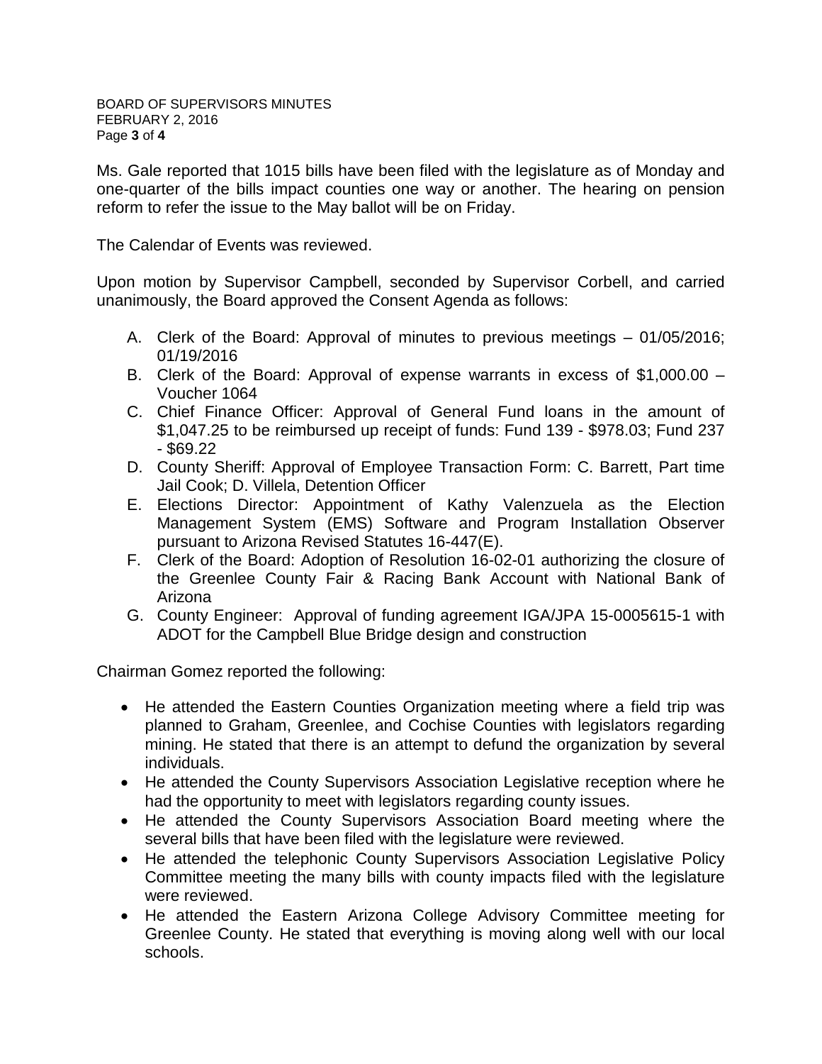Ms. Gale reported that 1015 bills have been filed with the legislature as of Monday and one-quarter of the bills impact counties one way or another. The hearing on pension reform to refer the issue to the May ballot will be on Friday.

The Calendar of Events was reviewed.

Upon motion by Supervisor Campbell, seconded by Supervisor Corbell, and carried unanimously, the Board approved the Consent Agenda as follows:

A. Clerk of the Board: Approval of minutes to previous meetings – 01/05/2016; 01/19/2016
B. Clerk of the Board: Approval of expense warrants in excess of $1,000.00 – Voucher 1064
C. Chief Finance Officer: Approval of General Fund loans in the amount of $1,047.25 to be reimbursed up receipt of funds: Fund 139 - $978.03; Fund 237 - $69.22
D. County Sheriff: Approval of Employee Transaction Form: C. Barrett, Part time Jail Cook; D. Villela, Detention Officer
E. Elections Director: Appointment of Kathy Valenzuela as the Election Management System (EMS) Software and Program Installation Observer pursuant to Arizona Revised Statutes 16-447(E).
F. Clerk of the Board: Adoption of Resolution 16-02-01 authorizing the closure of the Greenlee County Fair & Racing Bank Account with National Bank of Arizona
G. County Engineer: Approval of funding agreement IGA/JPA 15-0005615-1 with ADOT for the Campbell Blue Bridge design and construction

Chairman Gomez reported the following:

- He attended the Eastern Counties Organization meeting where a field trip was planned to Graham, Greenlee, and Cochise Counties with legislators regarding mining. He stated that there is an attempt to defund the organization by several individuals.
- He attended the County Supervisors Association Legislative reception where he had the opportunity to meet with legislators regarding county issues.
- He attended the County Supervisors Association Board meeting where the several bills that have been filed with the legislature were reviewed.
- He attended the telephonic County Supervisors Association Legislative Policy Committee meeting the many bills with county impacts filed with the legislature were reviewed.
- He attended the Eastern Arizona College Advisory Committee meeting for Greenlee County. He stated that everything is moving along well with our local schools.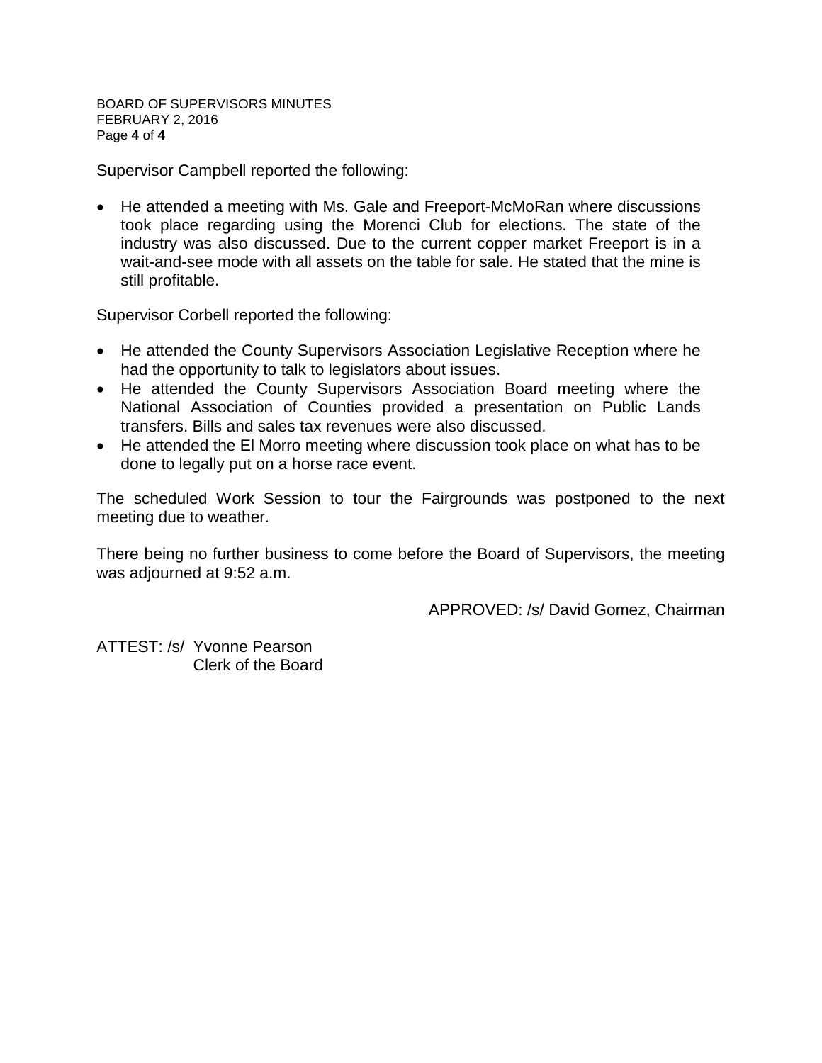Supervisor Campbell reported the following:

- He attended a meeting with Ms. Gale and Freeport-McMoRan where discussions took place regarding using the Morenci Club for elections. The state of the industry was also discussed. Due to the current copper market Freeport is in a wait-and-see mode with all assets on the table for sale. He stated that the mine is still profitable.

Supervisor Corbell reported the following:

- He attended the County Supervisors Association Legislative Reception where he had the opportunity to talk to legislators about issues.
- He attended the County Supervisors Association Board meeting where the National Association of Counties provided a presentation on Public Lands transfers. Bills and sales tax revenues were also discussed.
- He attended the El Morro meeting where discussion took place on what has to be done to legally put on a horse race event.

The scheduled Work Session to tour the Fairgrounds was postponed to the next meeting due to weather.

There being no further business to come before the Board of Supervisors, the meeting was adjourned at 9:52 a.m.

APPROVED: /s/ David Gomez, Chairman

ATTEST: /s/ Yvonne Pearson
Clerk of the Board